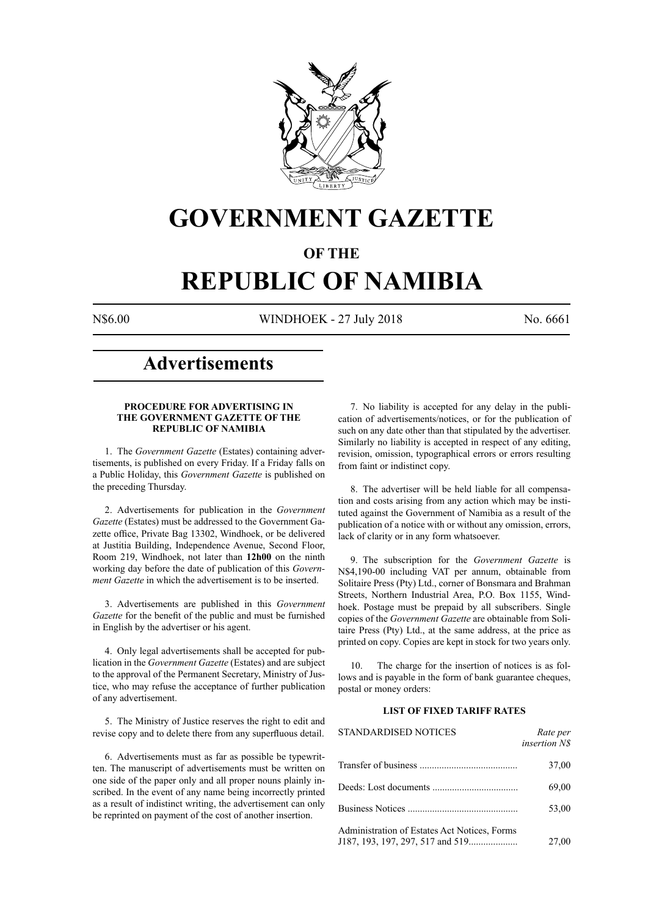# GOVERNMENT GAZETTE

## OF THE

# REPUBLIC OF NAMIBIA

N$6.00 WINDHOEK - 27 July 2018 No. 6661

## Advertisements

**PROCEDURE FOR ADVERTISING IN THE GOVERNMENT GAZETTE OF THE REPUBLIC OF NAMIBIA**

1. The *Government Gazette* (Estates) containing advertisements, is published on every Friday. If a Friday falls on a Public Holiday, this *Government Gazette* is published on the preceding Thursday.

2. Advertisements for publication in the *Government Gazette* (Estates) must be addressed to the Government Gazette office, Private Bag 13302, Windhoek, or be delivered at Justitia Building, Independence Avenue, Second Floor, Room 219, Windhoek, not later than **12h00** on the ninth working day before the date of publication of this *Government Gazette* in which the advertisement is to be inserted.

3. Advertisements are published in this *Government Gazette* for the benefit of the public and must be furnished in English by the advertiser or his agent.

4. Only legal advertisements shall be accepted for publication in the *Government Gazette* (Estates) and are subject to the approval of the Permanent Secretary, Ministry of Justice, who may refuse the acceptance of further publication of any advertisement.

5. The Ministry of Justice reserves the right to edit and revise copy and to delete there from any superfluous detail.

6. Advertisements must as far as possible be typewritten. The manuscript of advertisements must be written on one side of the paper only and all proper nouns plainly inscribed. In the event of any name being incorrectly printed as a result of indistinct writing, the advertisement can only be reprinted on payment of the cost of another insertion.

7. No liability is accepted for any delay in the publication of advertisements/notices, or for the publication of such on any date other than that stipulated by the advertiser. Similarly no liability is accepted in respect of any editing, revision, omission, typographical errors or errors resulting from faint or indistinct copy.

8. The advertiser will be held liable for all compensation and costs arising from any action which may be instituted against the Government of Namibia as a result of the publication of a notice with or without any omission, errors, lack of clarity or in any form whatsoever.

9. The subscription for the *Government Gazette* is N$4,190-00 including VAT per annum, obtainable from Solitaire Press (Pty) Ltd., corner of Bonsmara and Brahman Streets, Northern Industrial Area, P.O. Box 1155, Windhoek. Postage must be prepaid by all subscribers. Single copies of the *Government Gazette* are obtainable from Solitaire Press (Pty) Ltd., at the same address, at the price as printed on copy. Copies are kept in stock for two years only.

10. The charge for the insertion of notices is as follows and is payable in the form of bank guarantee cheques, postal or money orders:

**LIST OF FIXED TARIFF RATES**

| STANDARDISED NOTICES | *Rate per insertion N$* |
|---|---|
| Transfer of business | 37,00 |
| Deeds: Lost documents | 69,00 |
| Business Notices | 53,00 |
| Administration of Estates Act Notices, Forms J187, 193, 197, 297, 517 and 519 | 27,00 |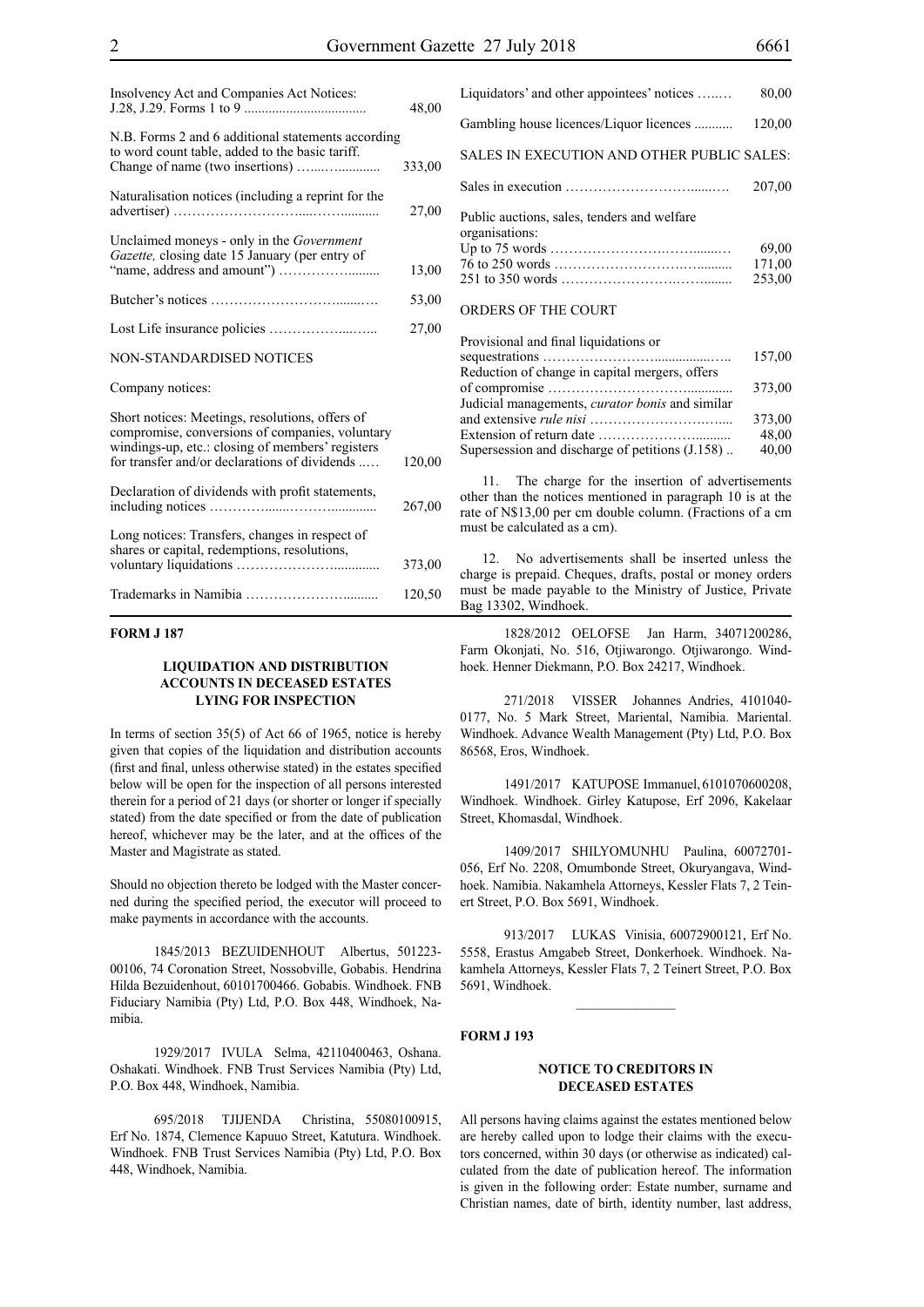| | |
|---|---|
| Insolvency Act and Companies Act Notices: J.28, J.29. Forms 1 to 9 | 48,00 |
| N.B. Forms 2 and 6 additional statements according to word count table, added to the basic tariff. Change of name (two insertions) | 333,00 |
| Naturalisation notices (including a reprint for the advertiser) | 27,00 |
| Unclaimed moneys - only in the *Government Gazette,* closing date 15 January (per entry of "name, address and amount") | 13,00 |
| Butcher's notices | 53,00 |
| Lost Life insurance policies | 27,00 |
| NON-STANDARDISED NOTICES | |
| Company notices: | |
| Short notices: Meetings, resolutions, offers of compromise, conversions of companies, voluntary windings-up, etc.: closing of members' registers for transfer and/or declarations of dividends | 120,00 |
| Declaration of dividends with profit statements, including notices | 267,00 |
| Long notices: Transfers, changes in respect of shares or capital, redemptions, resolutions, voluntary liquidations | 373,00 |
| Trademarks in Namibia | 120,50 |
| Liquidators' and other appointees' notices | 80,00 |
| Gambling house licences/Liquor licences | 120,00 |
| SALES IN EXECUTION AND OTHER PUBLIC SALES: | |
| Sales in execution | 207,00 |
| Public auctions, sales, tenders and welfare organisations: | |
| Up to 75 words | 69,00 |
| 76 to 250 words | 171,00 |
| 251 to 350 words | 253,00 |
| ORDERS OF THE COURT | |
| Provisional and final liquidations or sequestrations | 157,00 |
| Reduction of change in capital mergers, offers of compromise | 373,00 |
| Judicial managements, *curator bonis* and similar and extensive *rule nisi* | 373,00 |
| Extension of return date | 48,00 |
| Supersession and discharge of petitions (J.158) | 40,00 |

11. The charge for the insertion of advertisements other than the notices mentioned in paragraph 10 is at the rate of N$13,00 per cm double column. (Fractions of a cm must be calculated as a cm).

12. No advertisements shall be inserted unless the charge is prepaid. Cheques, drafts, postal or money orders must be made payable to the Ministry of Justice, Private Bag 13302, Windhoek.

**FORM J 187**

**LIQUIDATION AND DISTRIBUTION ACCOUNTS IN DECEASED ESTATES LYING FOR INSPECTION**

In terms of section 35(5) of Act 66 of 1965, notice is hereby given that copies of the liquidation and distribution accounts (first and final, unless otherwise stated) in the estates specified below will be open for the inspection of all persons interested therein for a period of 21 days (or shorter or longer if specially stated) from the date specified or from the date of publication hereof, whichever may be the later, and at the offices of the Master and Magistrate as stated.

Should no objection thereto be lodged with the Master concerned during the specified period, the executor will proceed to make payments in accordance with the accounts.

1845/2013 BEZUIDENHOUT Albertus, 501223-00106, 74 Coronation Street, Nossobville, Gobabis. Hendrina Hilda Bezuidenhout, 60101700466. Gobabis. Windhoek. FNB Fiduciary Namibia (Pty) Ltd, P.O. Box 448, Windhoek, Namibia.

1929/2017 IVULA Selma, 42110400463, Oshana. Oshakati. Windhoek. FNB Trust Services Namibia (Pty) Ltd, P.O. Box 448, Windhoek, Namibia.

695/2018 TJIJENDA Christina, 55080100915, Erf No. 1874, Clemence Kapuuo Street, Katutura. Windhoek. Windhoek. FNB Trust Services Namibia (Pty) Ltd, P.O. Box 448, Windhoek, Namibia.

1828/2012 OELOFSE Jan Harm, 34071200286, Farm Okonjati, No. 516, Otjiwarongo. Otjiwarongo. Windhoek. Henner Diekmann, P.O. Box 24217, Windhoek.

271/2018 VISSER Johannes Andries, 4101040-0177, No. 5 Mark Street, Mariental, Namibia. Mariental. Windhoek. Advance Wealth Management (Pty) Ltd, P.O. Box 86568, Eros, Windhoek.

1491/2017 KATUPOSE Immanuel, 6101070600208, Windhoek. Windhoek. Girley Katupose, Erf 2096, Kakelaar Street, Khomasdal, Windhoek.

1409/2017 SHILYOMUNHU Paulina, 60072701-056, Erf No. 2208, Omumbonde Street, Okuryangava, Windhoek. Namibia. Nakamhela Attorneys, Kessler Flats 7, 2 Teinert Street, P.O. Box 5691, Windhoek.

913/2017 LUKAS Vinisia, 60072900121, Erf No. 5558, Erastus Amgabeb Street, Donkerhoek. Windhoek. Nakamhela Attorneys, Kessler Flats 7, 2 Teinert Street, P.O. Box 5691, Windhoek.

**FORM J 193**

**NOTICE TO CREDITORS IN DECEASED ESTATES**

All persons having claims against the estates mentioned below are hereby called upon to lodge their claims with the executors concerned, within 30 days (or otherwise as indicated) calculated from the date of publication hereof. The information is given in the following order: Estate number, surname and Christian names, date of birth, identity number, last address,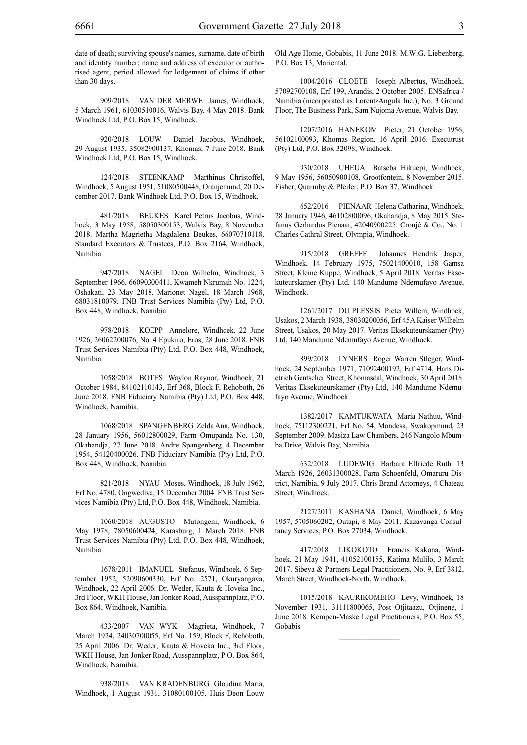date of death; surviving spouse's names, surname, date of birth and identity number; name and address of executor or authorised agent, period allowed for lodgement of claims if other than 30 days.

909/2018 VAN DER MERWE James, Windhoek, 5 March 1961, 61030510016, Walvis Bay, 4 May 2018. Bank Windhoek Ltd, P.O. Box 15, Windhoek.

920/2018 LOUW Daniel Jacobus, Windhoek, 29 August 1935, 35082900137, Khomas, 7 June 2018. Bank Windhoek Ltd, P.O. Box 15, Windhoek.

124/2018 STEENKAMP Marthinus Christoffel, Windhoek, 5 August 1951, 51080500448, Oranjemund, 20 December 2017. Bank Windhoek Ltd, P.O. Box 15, Windhoek.

481/2018 BEUKES Karel Petrus Jacobus, Windhoek, 3 May 1958, 58050300153, Walvis Bay, 8 November 2018. Martha Magrietha Magdalena Beukes, 66070710118. Standard Executors & Trustees, P.O. Box 2164, Windhoek, Namibia.

947/2018 NAGEL Deon Wilhelm, Windhoek, 3 September 1966, 66090300411, Kwameh Nkrumah No. 1224, Oshakati, 23 May 2018. Marionet Nagel, 18 March 1968, 68031810079, FNB Trust Services Namibia (Pty) Ltd, P.O. Box 448, Windhoek, Namibia.

978/2018 KOEPP Annelore, Windhoek, 22 June 1926, 26062200076, No. 4 Epukiro, Eros, 28 June 2018. FNB Trust Services Namibia (Pty) Ltd, P.O. Box 448, Windhoek, Namibia.

1058/2018 BOTES Waylon Raynor, Windhoek, 21 October 1984, 84102110143, Erf 368, Block F, Rehoboth, 26 June 2018. FNB Fiduciary Namibia (Pty) Ltd, P.O. Box 448, Windhoek, Namibia.

1068/2018 SPANGENBERG Zelda Ann, Windhoek, 28 January 1956, 56012800029, Farm Omupanda No. 130, Okahandja, 27 June 2018. Andre Spangenberg, 4 December 1954, 54120400026. FNB Fiduciary Namibia (Pty) Ltd, P.O. Box 448, Windhoek, Namibia.

821/2018 NYAU Moses, Windhoek, 18 July 1962, Erf No. 4780, Ongwediva, 15 December 2004. FNB Trust Services Namibia (Pty) Ltd, P.O. Box 448, Windhoek, Namibia.

1060/2018 AUGUSTO Mutongeni, Windhoek, 6 May 1978, 78050600424, Karasburg, 1 March 2018. FNB Trust Services Namibia (Pty) Ltd, P.O. Box 448, Windhoek, Namibia.

1678/2011 IMANUEL Stefanus, Windhoek, 6 September 1952, 52090600330, Erf No. 2571, Okuryangava, Windhoek, 22 April 2006. Dr. Weder, Kauta & Hoveka Inc., 3rd Floor, WKH House, Jan Jonker Road, Ausspannplatz, P.O. Box 864, Windhoek, Namibia.

433/2007 VAN WYK Magrieta, Windhoek, 7 March 1924, 24030700055, Erf No. 159, Block F, Rehoboth, 25 April 2006. Dr. Weder, Kauta & Hoveka Inc., 3rd Floor, WKH House, Jan Jonker Road, Ausspannplatz, P.O. Box 864, Windhoek, Namibia.

938/2018 VAN KRADENBURG Gloudina Maria, Windhoek, 1 August 1931, 31080100105, Huis Deon Louw Old Age Home, Gobabis, 11 June 2018. M.W.G. Liebenberg, P.O. Box 13, Mariental.

1004/2016 CLOETE Joseph Albertus, Windhoek, 57092700108, Erf 199, Arandis, 2 October 2005. ENSafrica / Namibia (incorporated as LorentzAngula Inc.), No. 3 Ground Floor, The Business Park, Sam Nujoma Avenue, Walvis Bay.

1207/2016 HANEKOM Pieter, 21 October 1956, 56102100093, Khomas Region, 16 April 2016. Executrust (Pty) Ltd, P.O. Box 32098, Windhoek.

930/2018 UHEUA Batseba Hikuepi, Windhoek, 9 May 1956, 56050900108, Grootfontein, 8 November 2015. Fisher, Quarmby & Pfeifer, P.O. Box 37, Windhoek.

652/2016 PIENAAR Helena Catharina, Windhoek, 28 January 1946, 46102800096, Okahandja, 8 May 2015. Stefanus Gerhardus Pienaar, 42040900225. Cronjé & Co., No. 1 Charles Cathral Street, Olympia, Windhoek.

915/2018 GREEFF Johannes Hendrik Jasper, Windhoek, 14 February 1975, 75021400010, 158 Gamsa Street, Kleine Kuppe, Windhoek, 5 April 2018. Veritas Eksekuteurskamer (Pty) Ltd, 140 Mandume Ndemufayo Avenue, Windhoek.

1261/2017 DU PLESSIS Pieter Willem, Windhoek, Usakos, 2 March 1938, 38030200056, Erf 45A Kaiser Wilhelm Street, Usakos, 20 May 2017. Veritas Eksekuteurskamer (Pty) Ltd, 140 Mandume Ndemufayo Avenue, Windhoek.

899/2018 LYNERS Roger Warren Stleger, Windhoek, 24 September 1971, 71092400192, Erf 4714, Hans Dietrich Gentscher Street, Khomasdal, Windhoek, 30 April 2018. Veritas Eksekuteurskamer (Pty) Ltd, 140 Mandume Ndemufayo Avenue, Windhoek.

1382/2017 KAMTUKWATA Maria Nathuu, Windhoek, 75112300221, Erf No. 54, Mondesa, Swakopmund, 23 September 2009. Masiza Law Chambers, 246 Nangolo Mbumba Drive, Walvis Bay, Namibia.

632/2018 LUDEWIG Barbara Elfriede Ruth, 13 March 1926, 26031300028, Farm Schoenfeld, Omaruru District, Namibia, 9 July 2017. Chris Brand Attorneys, 4 Chateau Street, Windhoek.

2127/2011 KASHANA Daniel, Windhoek, 6 May 1957, 5705060202, Outapi, 8 May 2011. Kazavanga Consultancy Services, P.O. Box 27034, Windhoek.

417/2018 LIKOKOTO Francis Kakona, Windhoek, 21 May 1941, 41052100155, Katima Mulilo, 3 March 2017. Sibeya & Partners Legal Practitioners, No. 9, Erf 3812, March Street, Windhoek-North, Windhoek.

1015/2018 KAURIKOMEHO Levy, Windhoek, 18 November 1931, 31111800065, Post Otjitaazu, Otjinene, 1 June 2018. Kempen-Maske Legal Practitioners, P.O. Box 55, Gobabis.

---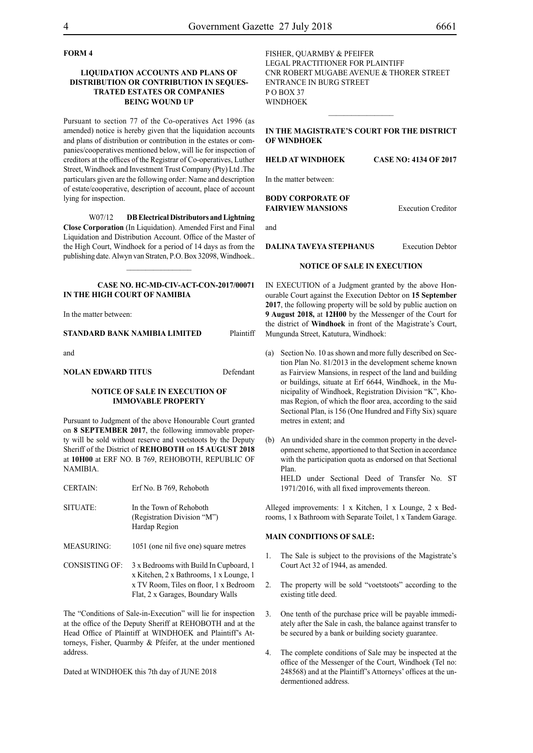**FORM 4**

**LIQUIDATION ACCOUNTS AND PLANS OF DISTRIBUTION OR CONTRIBUTION IN SEQUESTRATED ESTATES OR COMPANIES BEING WOUND UP**

Pursuant to section 77 of the Co-operatives Act 1996 (as amended) notice is hereby given that the liquidation accounts and plans of distribution or contribution in the estates or companies/cooperatives mentioned below, will lie for inspection of creditors at the offices of the Registrar of Co-operatives, Luther Street, Windhoek and Investment Trust Company (Pty) Ltd .The particulars given are the following order: Name and description of estate/cooperative, description of account, place of account lying for inspection.

W07/12 **DB Electrical Distributors and Lightning Close Corporation** (In Liquidation). Amended First and Final Liquidation and Distribution Account. Office of the Master of the High Court, Windhoek for a period of 14 days as from the publishing date. Alwyn van Straten, P.O. Box 32098, Windhoek..

---

**CASE NO. HC-MD-CIV-ACT-CON-2017/00071**
**IN THE HIGH COURT OF NAMIBIA**

In the matter between:

**STANDARD BANK NAMIBIA LIMITED** Plaintiff

and

**NOLAN EDWARD TITUS** Defendant

**NOTICE OF SALE IN EXECUTION OF IMMOVABLE PROPERTY**

Pursuant to Judgment of the above Honourable Court granted on **8 SEPTEMBER 2017**, the following immovable property will be sold without reserve and voetstoots by the Deputy Sheriff of the District of **REHOBOTH** on **15 AUGUST 2018** at **10H00** at ERF NO. B 769, REHOBOTH, REPUBLIC OF NAMIBIA.

| | |
|---|---|
| CERTAIN: | Erf No. B 769, Rehoboth |
| SITUATE: | In the Town of Rehoboth (Registration Division "M") Hardap Region |
| MEASURING: | 1051 (one nil five one) square metres |
| CONSISTING OF: | 3 x Bedrooms with Build In Cupboard, 1 x Kitchen, 2 x Bathrooms, 1 x Lounge, 1 x TV Room, Tiles on floor, 1 x Bedroom Flat, 2 x Garages, Boundary Walls |

The "Conditions of Sale-in-Execution" will lie for inspection at the office of the Deputy Sheriff at REHOBOTH and at the Head Office of Plaintiff at WINDHOEK and Plaintiff's Attorneys, Fisher, Quarmby & Pfeifer, at the under mentioned address.

Dated at WINDHOEK this 7th day of JUNE 2018

FISHER, QUARMBY & PFEIFER
LEGAL PRACTITIONER FOR PLAINTIFF
CNR ROBERT MUGABE AVENUE & THORER STREET
ENTRANCE IN BURG STREET
P O BOX 37
WINDHOEK

---

**IN THE MAGISTRATE'S COURT FOR THE DISTRICT OF WINDHOEK**

**HELD AT WINDHOEK** **CASE NO: 4134 OF 2017**

In the matter between:

**BODY CORPORATE OF FAIRVIEW MANSIONS** Execution Creditor

and

**DALINA TAVEYA STEPHANUS** Execution Debtor

**NOTICE OF SALE IN EXECUTION**

IN EXECUTION of a Judgment granted by the above Honourable Court against the Execution Debtor on **15 September 2017**, the following property will be sold by public auction on **9 August 2018,** at **12H00** by the Messenger of the Court for the district of **Windhoek** in front of the Magistrate's Court, Mungunda Street, Katutura, Windhoek:

(a) Section No. 10 as shown and more fully described on Section Plan No. 81/2013 in the development scheme known as Fairview Mansions, in respect of the land and building or buildings, situate at Erf 6644, Windhoek, in the Municipality of Windhoek, Registration Division "K", Khomas Region, of which the floor area, according to the said Sectional Plan, is 156 (One Hundred and Fifty Six) square metres in extent; and

(b) An undivided share in the common property in the development scheme, apportioned to that Section in accordance with the participation quota as endorsed on that Sectional Plan.
HELD under Sectional Deed of Transfer No. ST 1971/2016, with all fixed improvements thereon.

Alleged improvements: 1 x Kitchen, 1 x Lounge, 2 x Bedrooms, 1 x Bathroom with Separate Toilet, 1 x Tandem Garage.

**MAIN CONDITIONS OF SALE:**

1. The Sale is subject to the provisions of the Magistrate's Court Act 32 of 1944, as amended.

2. The property will be sold "voetstoots" according to the existing title deed.

3. One tenth of the purchase price will be payable immediately after the Sale in cash, the balance against transfer to be secured by a bank or building society guarantee.

4. The complete conditions of Sale may be inspected at the office of the Messenger of the Court, Windhoek (Tel no: 248568) and at the Plaintiff's Attorneys' offices at the undermentioned address.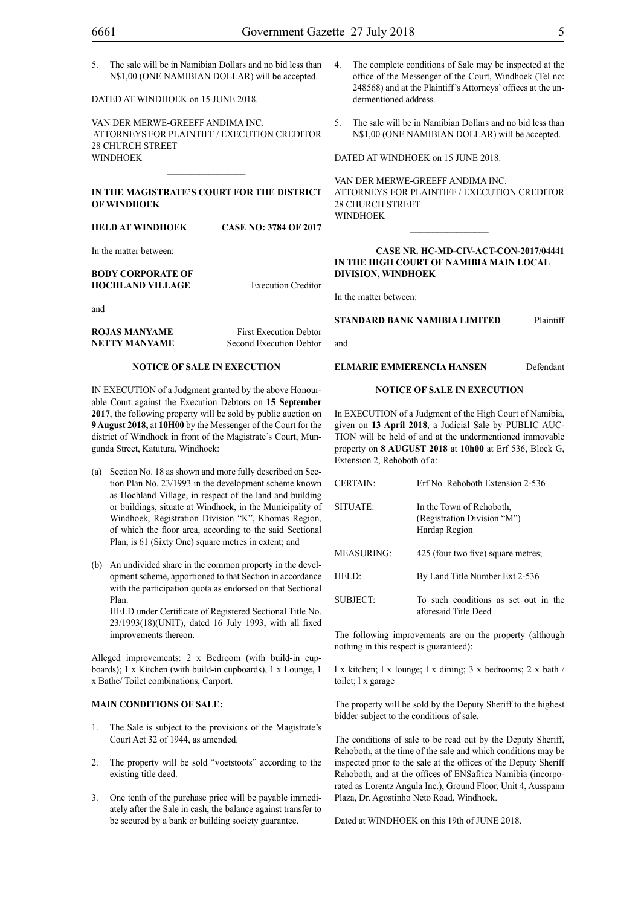5. The sale will be in Namibian Dollars and no bid less than N$1,00 (ONE NAMIBIAN DOLLAR) will be accepted.

DATED AT WINDHOEK on 15 JUNE 2018.

VAN DER MERWE-GREEFF ANDIMA INC.
ATTORNEYS FOR PLAINTIFF / EXECUTION CREDITOR
28 CHURCH STREET
WINDHOEK

________________

**IN THE MAGISTRATE'S COURT FOR THE DISTRICT OF WINDHOEK**

**HELD AT WINDHOEK CASE NO: 3784 OF 2017**

In the matter between:

**BODY CORPORATE OF HOCHLAND VILLAGE** Execution Creditor

and

**ROJAS MANYAME** First Execution Debtor
**NETTY MANYAME** Second Execution Debtor

**NOTICE OF SALE IN EXECUTION**

IN EXECUTION of a Judgment granted by the above Honourable Court against the Execution Debtors on **15 September 2017**, the following property will be sold by public auction on **9 August 2018,** at **10H00** by the Messenger of the Court for the district of Windhoek in front of the Magistrate's Court, Mungunda Street, Katutura, Windhoek:

(a) Section No. 18 as shown and more fully described on Section Plan No. 23/1993 in the development scheme known as Hochland Village, in respect of the land and building or buildings, situate at Windhoek, in the Municipality of Windhoek, Registration Division "K", Khomas Region, of which the floor area, according to the said Sectional Plan, is 61 (Sixty One) square metres in extent; and

(b) An undivided share in the common property in the development scheme, apportioned to that Section in accordance with the participation quota as endorsed on that Sectional Plan.
HELD under Certificate of Registered Sectional Title No. 23/1993(18)(UNIT), dated 16 July 1993, with all fixed improvements thereon.

Alleged improvements: 2 x Bedroom (with build-in cupboards); 1 x Kitchen (with build-in cupboards), 1 x Lounge, 1 x Bathe/ Toilet combinations, Carport.

**MAIN CONDITIONS OF SALE:**

1. The Sale is subject to the provisions of the Magistrate's Court Act 32 of 1944, as amended.

2. The property will be sold "voetstoots" according to the existing title deed.

3. One tenth of the purchase price will be payable immediately after the Sale in cash, the balance against transfer to be secured by a bank or building society guarantee.

4. The complete conditions of Sale may be inspected at the office of the Messenger of the Court, Windhoek (Tel no: 248568) and at the Plaintiff's Attorneys' offices at the undermentioned address.

5. The sale will be in Namibian Dollars and no bid less than N$1,00 (ONE NAMIBIAN DOLLAR) will be accepted.

DATED AT WINDHOEK on 15 JUNE 2018.

VAN DER MERWE-GREEFF ANDIMA INC.
ATTORNEYS FOR PLAINTIFF / EXECUTION CREDITOR
28 CHURCH STREET
WINDHOEK

________________

**CASE NR. HC-MD-CIV-ACT-CON-2017/04441**
**IN THE HIGH COURT OF NAMIBIA MAIN LOCAL DIVISION, WINDHOEK**

In the matter between:

**STANDARD BANK NAMIBIA LIMITED** Plaintiff

and

**ELMARIE EMMERENCIA HANSEN** Defendant

**NOTICE OF SALE IN EXECUTION**

In EXECUTION of a Judgment of the High Court of Namibia, given on **13 April 2018**, a Judicial Sale by PUBLIC AUCTION will be held of and at the undermentioned immovable property on **8 AUGUST 2018** at **10h00** at Erf 536, Block G, Extension 2, Rehoboth of a:

| | |
|---|---|
| CERTAIN: | Erf No. Rehoboth Extension 2-536 |
| SITUATE: | In the Town of Rehoboth, (Registration Division "M") Hardap Region |
| MEASURING: | 425 (four two five) square metres; |
| HELD: | By Land Title Number Ext 2-536 |
| SUBJECT: | To such conditions as set out in the aforesaid Title Deed |

The following improvements are on the property (although nothing in this respect is guaranteed):

l x kitchen; l x lounge; l x dining; 3 x bedrooms; 2 x bath / toilet; l x garage

The property will be sold by the Deputy Sheriff to the highest bidder subject to the conditions of sale.

The conditions of sale to be read out by the Deputy Sheriff, Rehoboth, at the time of the sale and which conditions may be inspected prior to the sale at the offices of the Deputy Sheriff Rehoboth, and at the offices of ENSafrica Namibia (incorporated as Lorentz Angula Inc.), Ground Floor, Unit 4, Ausspann Plaza, Dr. Agostinho Neto Road, Windhoek.

Dated at WINDHOEK on this 19th of JUNE 2018.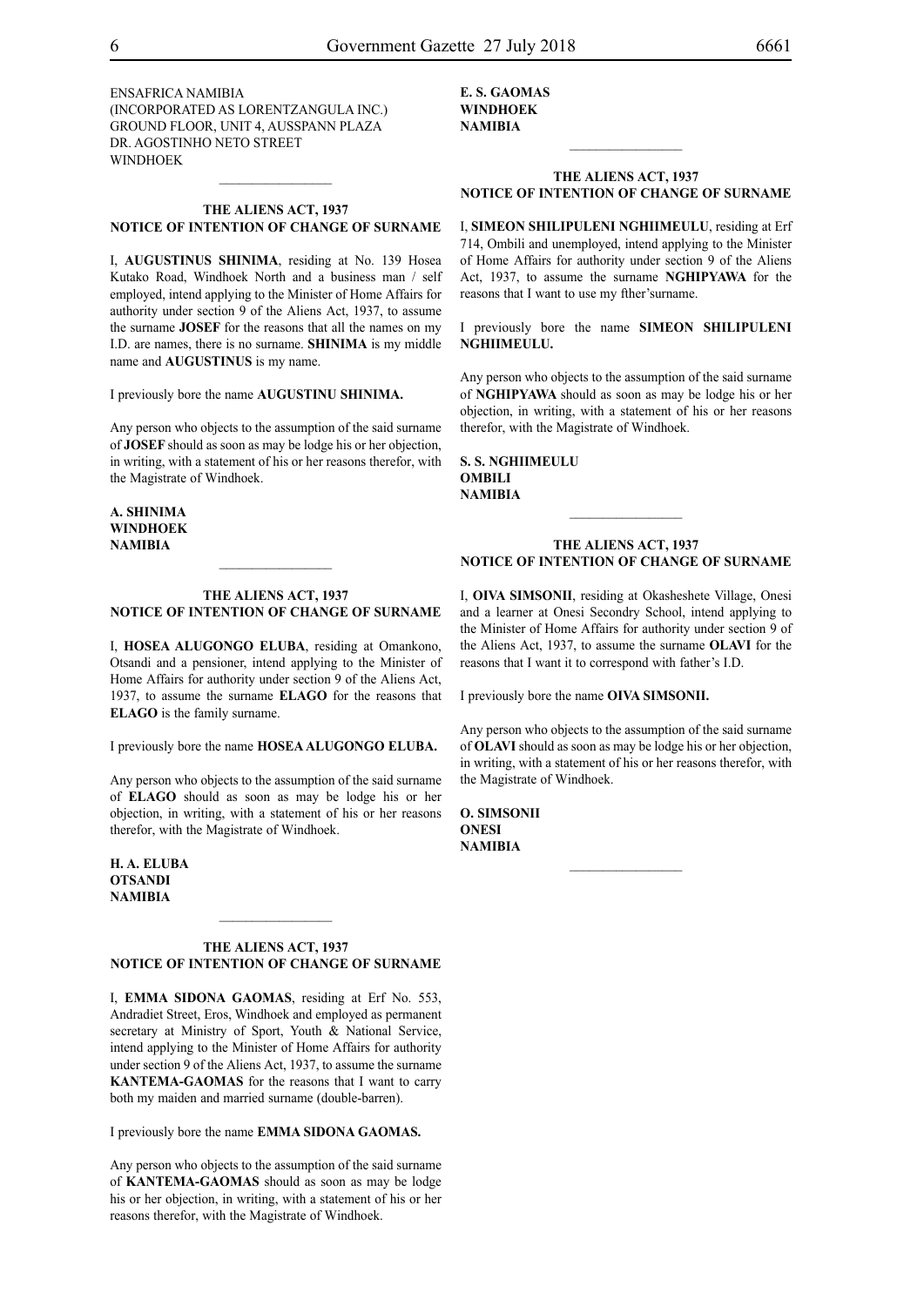ENSAFRICA NAMIBIA
(INCORPORATED AS LORENTZANGULA INC.)
GROUND FLOOR, UNIT 4, AUSSPANN PLAZA
DR. AGOSTINHO NETO STREET
WINDHOEK

________________

**THE ALIENS ACT, 1937**
**NOTICE OF INTENTION OF CHANGE OF SURNAME**

I, **AUGUSTINUS SHINIMA**, residing at No. 139 Hosea Kutako Road, Windhoek North and a business man / self employed, intend applying to the Minister of Home Affairs for authority under section 9 of the Aliens Act, 1937, to assume the surname **JOSEF** for the reasons that all the names on my I.D. are names, there is no surname. **SHINIMA** is my middle name and **AUGUSTINUS** is my name.

I previously bore the name **AUGUSTINU SHINIMA.**

Any person who objects to the assumption of the said surname of **JOSEF** should as soon as may be lodge his or her objection, in writing, with a statement of his or her reasons therefor, with the Magistrate of Windhoek.

**A. SHINIMA**
**WINDHOEK**
**NAMIBIA**

________________

**THE ALIENS ACT, 1937**
**NOTICE OF INTENTION OF CHANGE OF SURNAME**

I, **HOSEA ALUGONGO ELUBA**, residing at Omankono, Otsandi and a pensioner, intend applying to the Minister of Home Affairs for authority under section 9 of the Aliens Act, 1937, to assume the surname **ELAGO** for the reasons that **ELAGO** is the family surname.

I previously bore the name **HOSEA ALUGONGO ELUBA.**

Any person who objects to the assumption of the said surname of **ELAGO** should as soon as may be lodge his or her objection, in writing, with a statement of his or her reasons therefor, with the Magistrate of Windhoek.

**H. A. ELUBA**
**OTSANDI**
**NAMIBIA**

________________

**THE ALIENS ACT, 1937**
**NOTICE OF INTENTION OF CHANGE OF SURNAME**

I, **EMMA SIDONA GAOMAS**, residing at Erf No. 553, Andradiet Street, Eros, Windhoek and employed as permanent secretary at Ministry of Sport, Youth & National Service, intend applying to the Minister of Home Affairs for authority under section 9 of the Aliens Act, 1937, to assume the surname **KANTEMA-GAOMAS** for the reasons that I want to carry both my maiden and married surname (double-barren).

I previously bore the name **EMMA SIDONA GAOMAS.**

Any person who objects to the assumption of the said surname of **KANTEMA-GAOMAS** should as soon as may be lodge his or her objection, in writing, with a statement of his or her reasons therefor, with the Magistrate of Windhoek.

**E. S. GAOMAS**
**WINDHOEK**
**NAMIBIA**

________________

**THE ALIENS ACT, 1937**
**NOTICE OF INTENTION OF CHANGE OF SURNAME**

I, **SIMEON SHILIPULENI NGHIIMEULU**, residing at Erf 714, Ombili and unemployed, intend applying to the Minister of Home Affairs for authority under section 9 of the Aliens Act, 1937, to assume the surname **NGHIPYAWA** for the reasons that I want to use my fther'surname.

I previously bore the name **SIMEON SHILIPULENI NGHIIMEULU.**

Any person who objects to the assumption of the said surname of **NGHIPYAWA** should as soon as may be lodge his or her objection, in writing, with a statement of his or her reasons therefor, with the Magistrate of Windhoek.

**S. S. NGHIIMEULU**
**OMBILI**
**NAMIBIA**

________________

**THE ALIENS ACT, 1937**
**NOTICE OF INTENTION OF CHANGE OF SURNAME**

I, **OIVA SIMSONII**, residing at Okasheshete Village, Onesi and a learner at Onesi Secondry School, intend applying to the Minister of Home Affairs for authority under section 9 of the Aliens Act, 1937, to assume the surname **OLAVI** for the reasons that I want it to correspond with father's I.D.

I previously bore the name **OIVA SIMSONII.**

Any person who objects to the assumption of the said surname of **OLAVI** should as soon as may be lodge his or her objection, in writing, with a statement of his or her reasons therefor, with the Magistrate of Windhoek.

**O. SIMSONII**
**ONESI**
**NAMIBIA**

________________